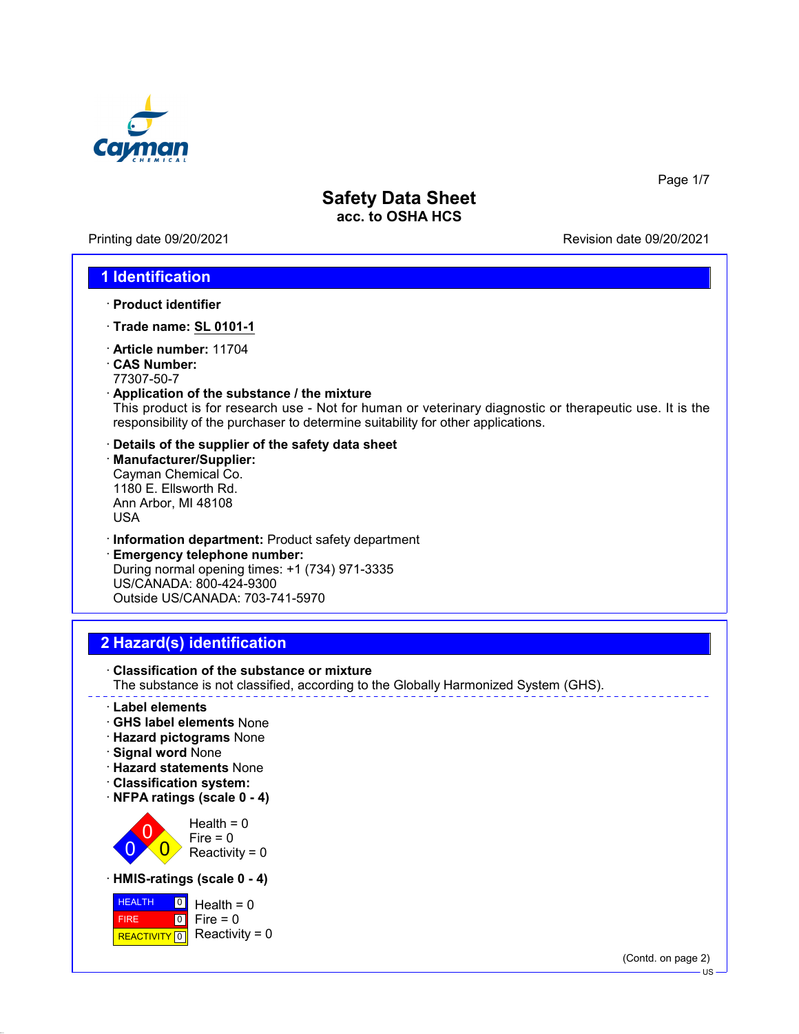# Safety Data Sheet
**acc. to OSHA HCS**

Printing date 09/20/2021 Revision date 09/20/2021

## 1 Identification

· **Product identifier**

· **Trade name: SL 0101-1**

· **Article number:** 11704
· **CAS Number:**
77307-50-7
· **Application of the substance / the mixture**
This product is for research use - Not for human or veterinary diagnostic or therapeutic use. It is the responsibility of the purchaser to determine suitability for other applications.

· **Details of the supplier of the safety data sheet**
· **Manufacturer/Supplier:**
Cayman Chemical Co.
1180 E. Ellsworth Rd.
Ann Arbor, MI 48108
USA

· **Information department:** Product safety department
· **Emergency telephone number:**
During normal opening times: +1 (734) 971-3335
US/CANADA: 800-424-9300
Outside US/CANADA: 703-741-5970

## 2 Hazard(s) identification

· **Classification of the substance or mixture**
The substance is not classified, according to the Globally Harmonized System (GHS).

· **Label elements**
· **GHS label elements** None
· **Hazard pictograms** None
· **Signal word** None
· **Hazard statements** None
· **Classification system:**
· **NFPA ratings (scale 0 - 4)**

Health = 0
Fire = 0
Reactivity = 0

· **HMIS-ratings (scale 0 - 4)**

| | | |
|---|---|---|
| HEALTH | 0 | Health = 0 |
| FIRE | 0 | Fire = 0 |
| REACTIVITY | 0 | Reactivity = 0 |

(Contd. on page 2)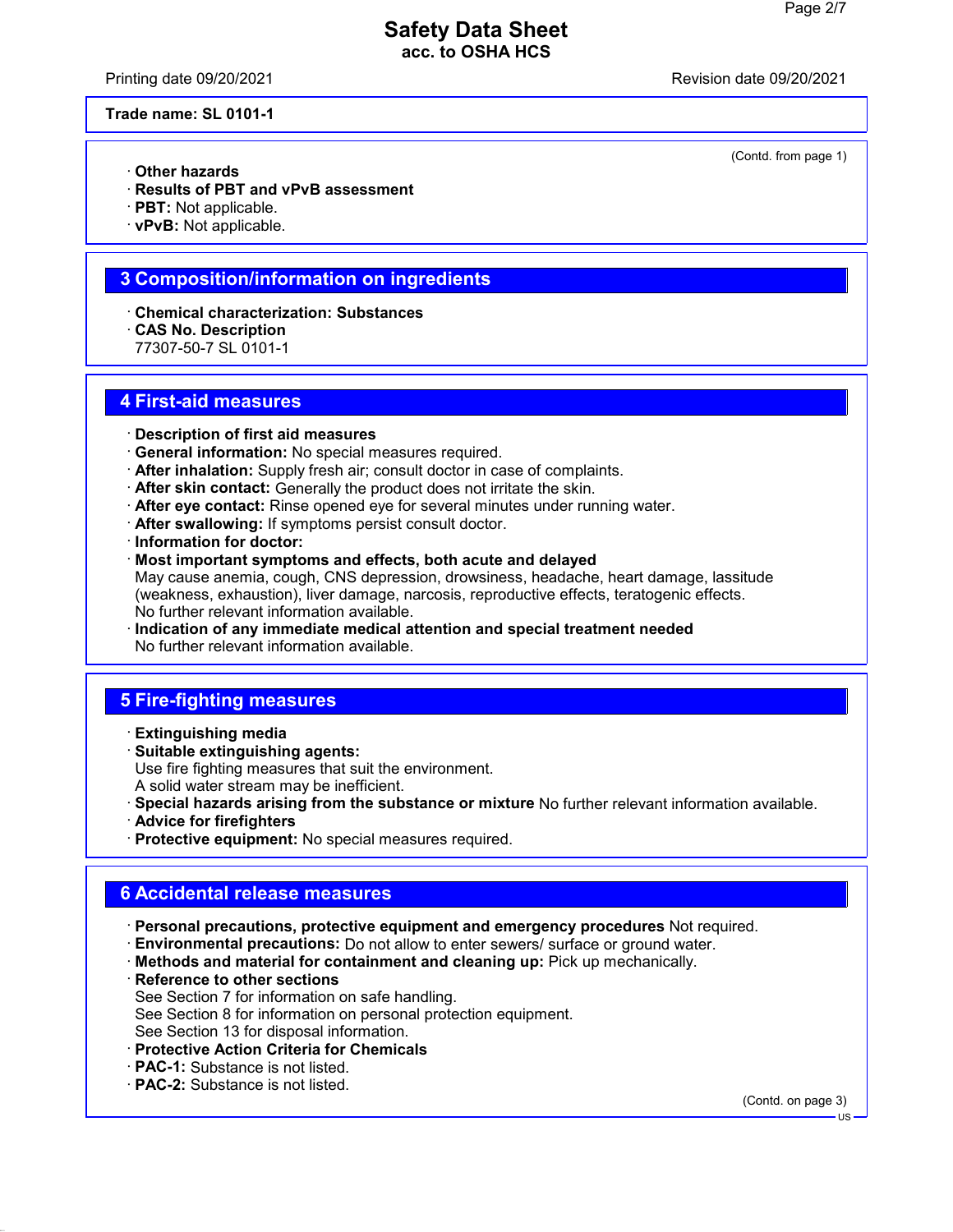**Trade name: SL 0101-1**

(Contd. from page 1)

· **Other hazards**
· **Results of PBT and vPvB assessment**
· **PBT:** Not applicable.
· **vPvB:** Not applicable.

## 3 Composition/information on ingredients

· **Chemical characterization: Substances**
· **CAS No. Description**
77307-50-7 SL 0101-1

## 4 First-aid measures

· **Description of first aid measures**
· **General information:** No special measures required.
· **After inhalation:** Supply fresh air; consult doctor in case of complaints.
· **After skin contact:** Generally the product does not irritate the skin.
· **After eye contact:** Rinse opened eye for several minutes under running water.
· **After swallowing:** If symptoms persist consult doctor.
· **Information for doctor:**
· **Most important symptoms and effects, both acute and delayed**
May cause anemia, cough, CNS depression, drowsiness, headache, heart damage, lassitude (weakness, exhaustion), liver damage, narcosis, reproductive effects, teratogenic effects.
No further relevant information available.
· **Indication of any immediate medical attention and special treatment needed**
No further relevant information available.

## 5 Fire-fighting measures

· **Extinguishing media**
· **Suitable extinguishing agents:**
Use fire fighting measures that suit the environment.
A solid water stream may be inefficient.
· **Special hazards arising from the substance or mixture** No further relevant information available.
· **Advice for firefighters**
· **Protective equipment:** No special measures required.

## 6 Accidental release measures

· **Personal precautions, protective equipment and emergency procedures** Not required.
· **Environmental precautions:** Do not allow to enter sewers/ surface or ground water.
· **Methods and material for containment and cleaning up:** Pick up mechanically.
· **Reference to other sections**
See Section 7 for information on safe handling.
See Section 8 for information on personal protection equipment.
See Section 13 for disposal information.
· **Protective Action Criteria for Chemicals**
· **PAC-1:** Substance is not listed.
· **PAC-2:** Substance is not listed.

(Contd. on page 3)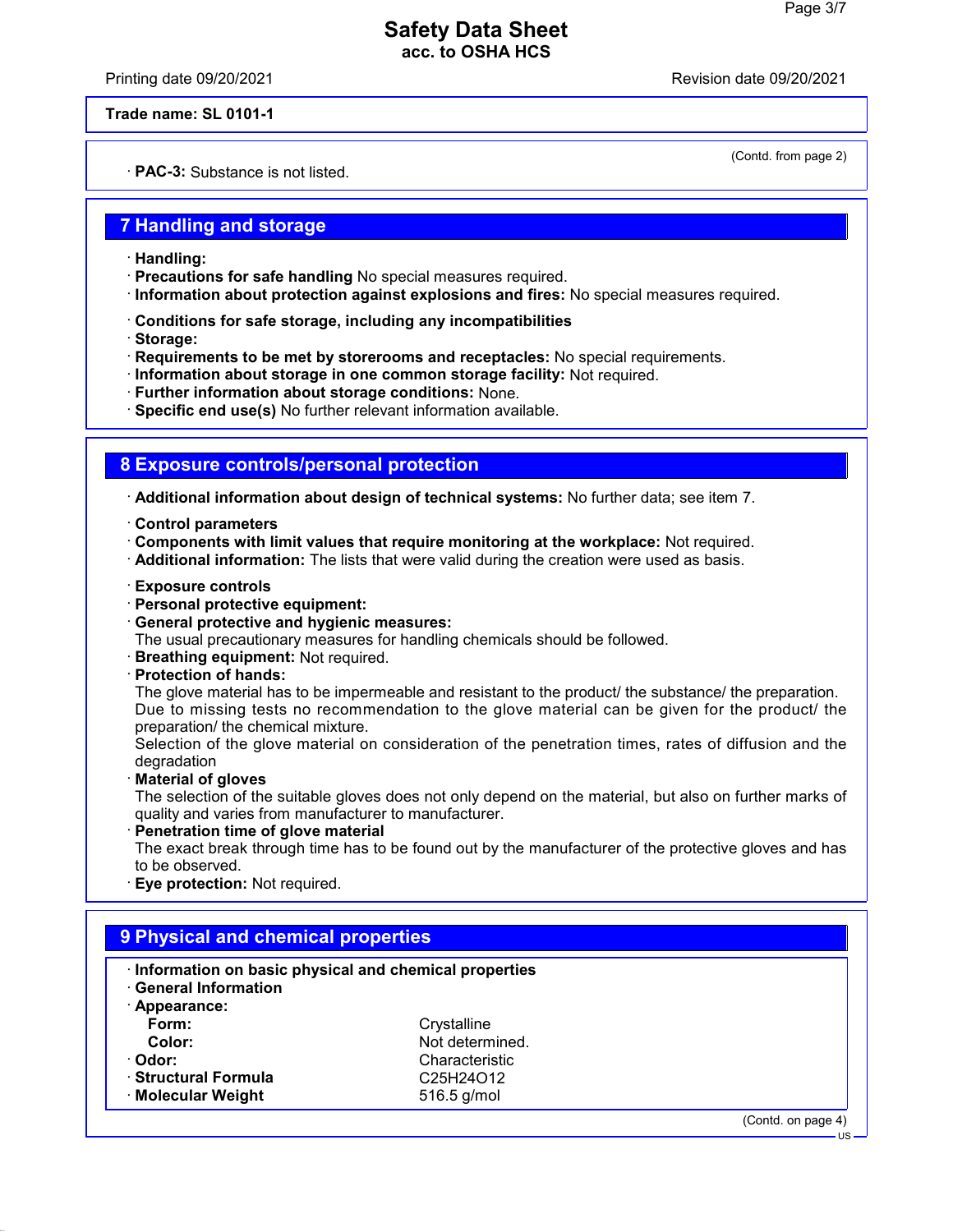**Trade name: SL 0101-1**

(Contd. from page 2)

· **PAC-3:** Substance is not listed.

## 7 Handling and storage

· **Handling:**
· **Precautions for safe handling** No special measures required.
· **Information about protection against explosions and fires:** No special measures required.

· **Conditions for safe storage, including any incompatibilities**
· **Storage:**
· **Requirements to be met by storerooms and receptacles:** No special requirements.
· **Information about storage in one common storage facility:** Not required.
· **Further information about storage conditions:** None.
· **Specific end use(s)** No further relevant information available.

## 8 Exposure controls/personal protection

· **Additional information about design of technical systems:** No further data; see item 7.

· **Control parameters**
· **Components with limit values that require monitoring at the workplace:** Not required.
· **Additional information:** The lists that were valid during the creation were used as basis.

· **Exposure controls**
· **Personal protective equipment:**
· **General protective and hygienic measures:**
The usual precautionary measures for handling chemicals should be followed.
· **Breathing equipment:** Not required.
· **Protection of hands:**
The glove material has to be impermeable and resistant to the product/ the substance/ the preparation.
Due to missing tests no recommendation to the glove material can be given for the product/ the preparation/ the chemical mixture.
Selection of the glove material on consideration of the penetration times, rates of diffusion and the degradation
· **Material of gloves**
The selection of the suitable gloves does not only depend on the material, but also on further marks of quality and varies from manufacturer to manufacturer.
· **Penetration time of glove material**
The exact break through time has to be found out by the manufacturer of the protective gloves and has to be observed.
· **Eye protection:** Not required.

## 9 Physical and chemical properties

· **Information on basic physical and chemical properties**
· **General Information**
· **Appearance:**

| | |
|---|---|
| **Form:** | Crystalline |
| **Color:** | Not determined. |
| · **Odor:** | Characteristic |
| · **Structural Formula** | $C_{25}H_{24}O_{12}$ |
| · **Molecular Weight** | 516.5 g/mol |

(Contd. on page 4)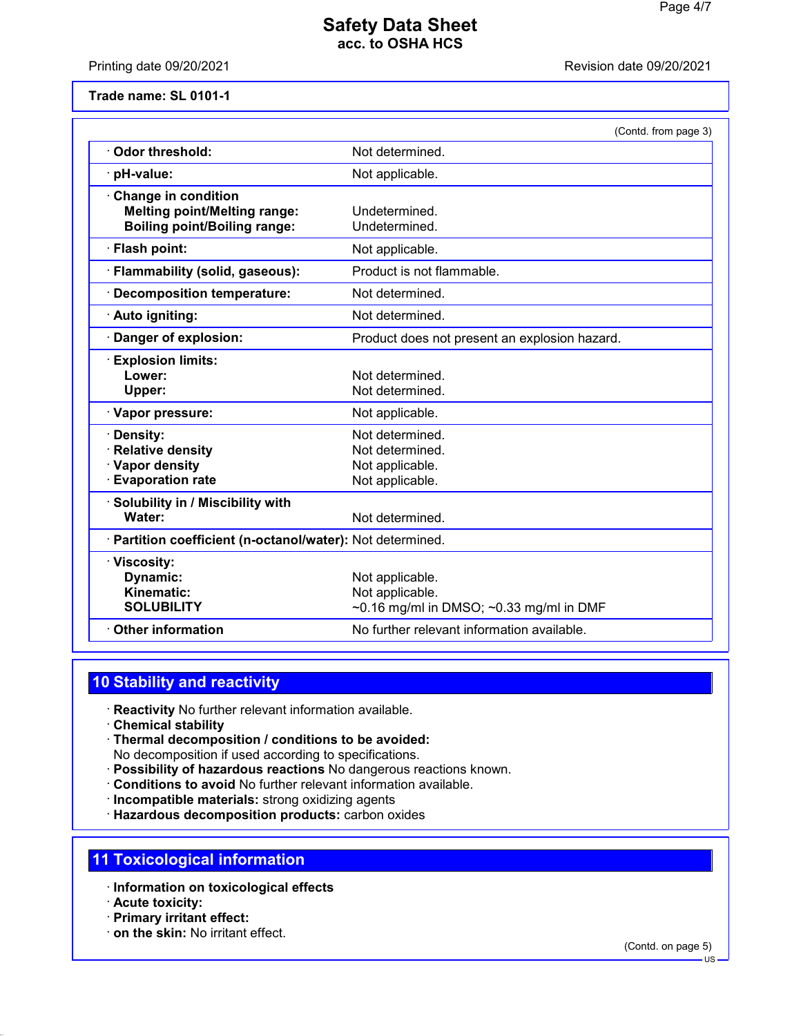**Trade name: SL 0101-1**

(Contd. from page 3)

| | |
|---|---|
| · **Odor threshold:** | Not determined. |
| · **pH-value:** | Not applicable. |
| · **Change in condition** | |
| **Melting point/Melting range:** | Undetermined. |
| **Boiling point/Boiling range:** | Undetermined. |
| · **Flash point:** | Not applicable. |
| · **Flammability (solid, gaseous):** | Product is not flammable. |
| · **Decomposition temperature:** | Not determined. |
| · **Auto igniting:** | Not determined. |
| · **Danger of explosion:** | Product does not present an explosion hazard. |
| · **Explosion limits:** | |
| **Lower:** | Not determined. |
| **Upper:** | Not determined. |
| · **Vapor pressure:** | Not applicable. |
| · **Density:** | Not determined. |
| · **Relative density** | Not determined. |
| · **Vapor density** | Not applicable. |
| · **Evaporation rate** | Not applicable. |
| · **Solubility in / Miscibility with** | |
| **Water:** | Not determined. |
| · **Partition coefficient (n-octanol/water):** | Not determined. |
| · **Viscosity:** | |
| **Dynamic:** | Not applicable. |
| **Kinematic:** | Not applicable. |
| **SOLUBILITY** | ~0.16 mg/ml in DMSO; ~0.33 mg/ml in DMF |
| · **Other information** | No further relevant information available. |

## 10 Stability and reactivity

· **Reactivity** No further relevant information available.
· **Chemical stability**
· **Thermal decomposition / conditions to be avoided:**
No decomposition if used according to specifications.
· **Possibility of hazardous reactions** No dangerous reactions known.
· **Conditions to avoid** No further relevant information available.
· **Incompatible materials:** strong oxidizing agents
· **Hazardous decomposition products:** carbon oxides

## 11 Toxicological information

· **Information on toxicological effects**
· **Acute toxicity:**
· **Primary irritant effect:**
· **on the skin:** No irritant effect.

(Contd. on page 5)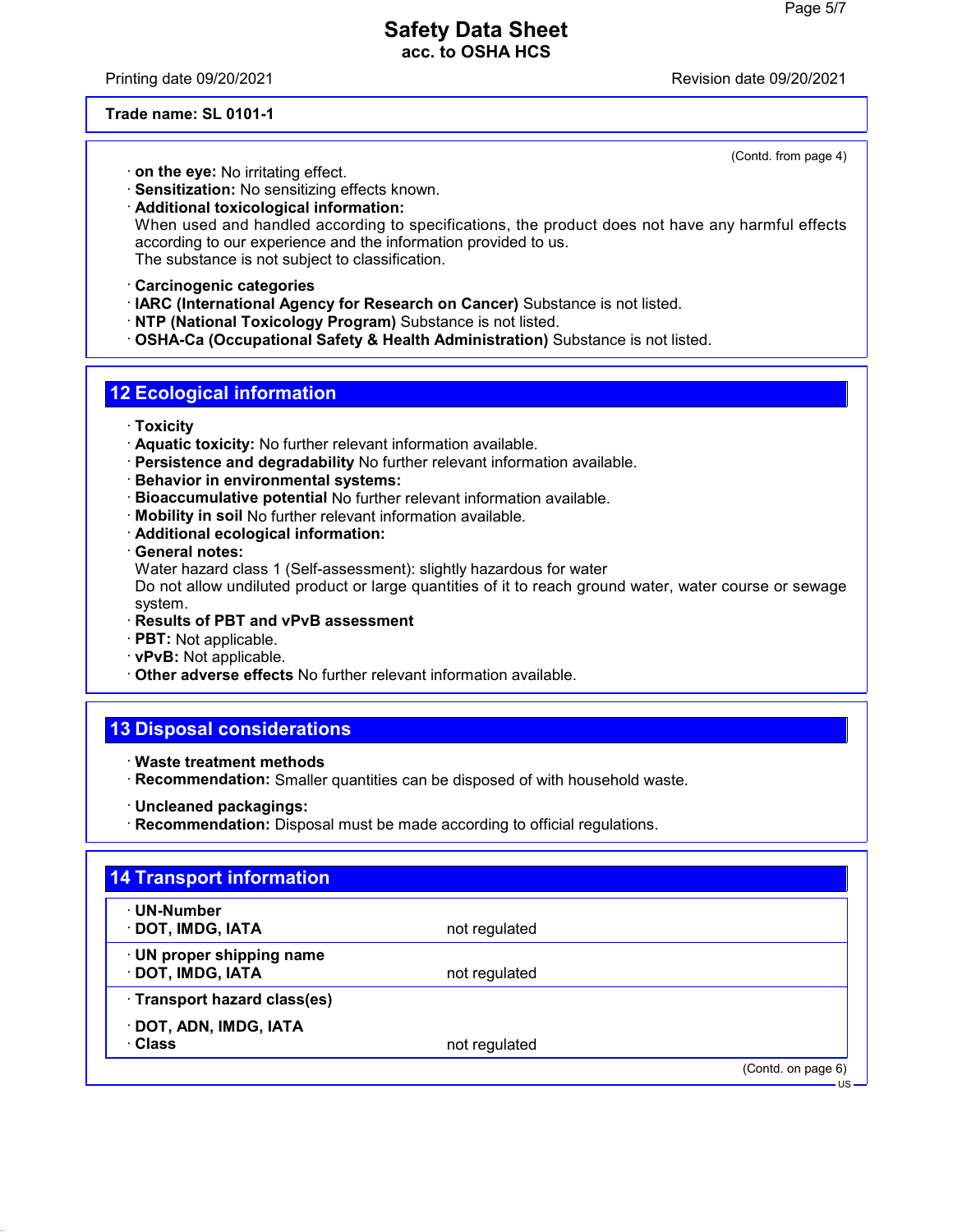**Trade name: SL 0101-1**

(Contd. from page 4)

· **on the eye:** No irritating effect.
· **Sensitization:** No sensitizing effects known.
· **Additional toxicological information:**
When used and handled according to specifications, the product does not have any harmful effects according to our experience and the information provided to us.
The substance is not subject to classification.

· **Carcinogenic categories**
· **IARC (International Agency for Research on Cancer)** Substance is not listed.
· **NTP (National Toxicology Program)** Substance is not listed.
· **OSHA-Ca (Occupational Safety & Health Administration)** Substance is not listed.

## 12 Ecological information

· **Toxicity**
· **Aquatic toxicity:** No further relevant information available.
· **Persistence and degradability** No further relevant information available.
· **Behavior in environmental systems:**
· **Bioaccumulative potential** No further relevant information available.
· **Mobility in soil** No further relevant information available.
· **Additional ecological information:**
· **General notes:**
Water hazard class 1 (Self-assessment): slightly hazardous for water
Do not allow undiluted product or large quantities of it to reach ground water, water course or sewage system.
· **Results of PBT and vPvB assessment**
· **PBT:** Not applicable.
· **vPvB:** Not applicable.
· **Other adverse effects** No further relevant information available.

## 13 Disposal considerations

· **Waste treatment methods**
· **Recommendation:** Smaller quantities can be disposed of with household waste.

· **Uncleaned packagings:**
· **Recommendation:** Disposal must be made according to official regulations.

## 14 Transport information

| | |
|---|---|
| · **UN-Number**<br>· **DOT, IMDG, IATA** | not regulated |
| · **UN proper shipping name**<br>· **DOT, IMDG, IATA** | not regulated |
| · **Transport hazard class(es)**<br>· **DOT, ADN, IMDG, IATA**<br>· **Class** | not regulated |

(Contd. on page 6)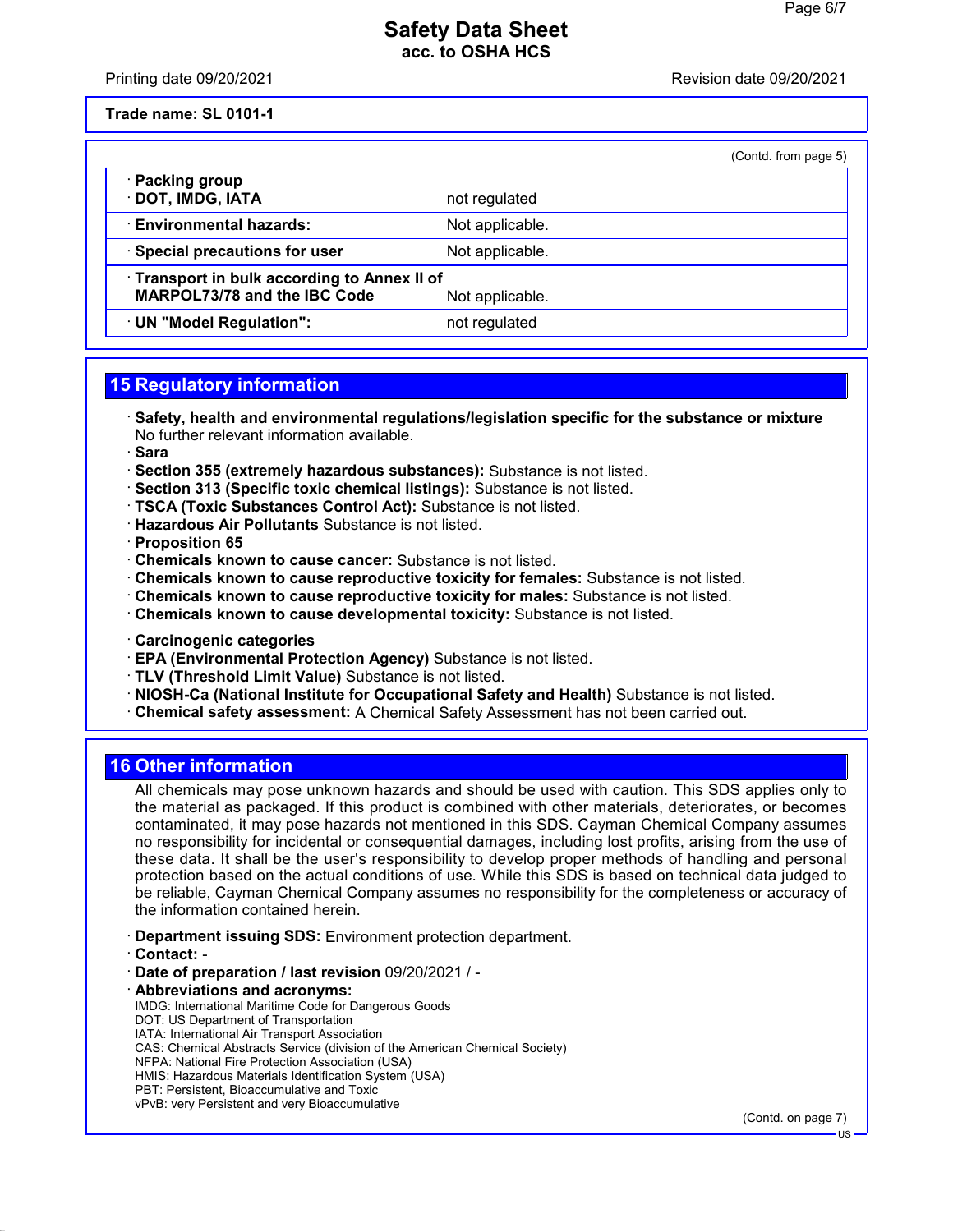**Trade name: SL 0101-1**

(Contd. from page 5)

| | |
|---|---|
| · **Packing group**<br>· **DOT, IMDG, IATA** | not regulated |
| · **Environmental hazards:** | Not applicable. |
| · **Special precautions for user** | Not applicable. |
| · **Transport in bulk according to Annex II of MARPOL73/78 and the IBC Code** | Not applicable. |
| · **UN "Model Regulation":** | not regulated |

## 15 Regulatory information

· **Safety, health and environmental regulations/legislation specific for the substance or mixture**
No further relevant information available.
· **Sara**
· **Section 355 (extremely hazardous substances):** Substance is not listed.
· **Section 313 (Specific toxic chemical listings):** Substance is not listed.
· **TSCA (Toxic Substances Control Act):** Substance is not listed.
· **Hazardous Air Pollutants** Substance is not listed.
· **Proposition 65**
· **Chemicals known to cause cancer:** Substance is not listed.
· **Chemicals known to cause reproductive toxicity for females:** Substance is not listed.
· **Chemicals known to cause reproductive toxicity for males:** Substance is not listed.
· **Chemicals known to cause developmental toxicity:** Substance is not listed.

· **Carcinogenic categories**
· **EPA (Environmental Protection Agency)** Substance is not listed.
· **TLV (Threshold Limit Value)** Substance is not listed.
· **NIOSH-Ca (National Institute for Occupational Safety and Health)** Substance is not listed.
· **Chemical safety assessment:** A Chemical Safety Assessment has not been carried out.

## 16 Other information

All chemicals may pose unknown hazards and should be used with caution. This SDS applies only to the material as packaged. If this product is combined with other materials, deteriorates, or becomes contaminated, it may pose hazards not mentioned in this SDS. Cayman Chemical Company assumes no responsibility for incidental or consequential damages, including lost profits, arising from the use of these data. It shall be the user's responsibility to develop proper methods of handling and personal protection based on the actual conditions of use. While this SDS is based on technical data judged to be reliable, Cayman Chemical Company assumes no responsibility for the completeness or accuracy of the information contained herein.

· **Department issuing SDS:** Environment protection department.
· **Contact:** -
· **Date of preparation / last revision** 09/20/2021 / -
· **Abbreviations and acronyms:**
IMDG: International Maritime Code for Dangerous Goods
DOT: US Department of Transportation
IATA: International Air Transport Association
CAS: Chemical Abstracts Service (division of the American Chemical Society)
NFPA: National Fire Protection Association (USA)
HMIS: Hazardous Materials Identification System (USA)
PBT: Persistent, Bioaccumulative and Toxic
vPvB: very Persistent and very Bioaccumulative

(Contd. on page 7)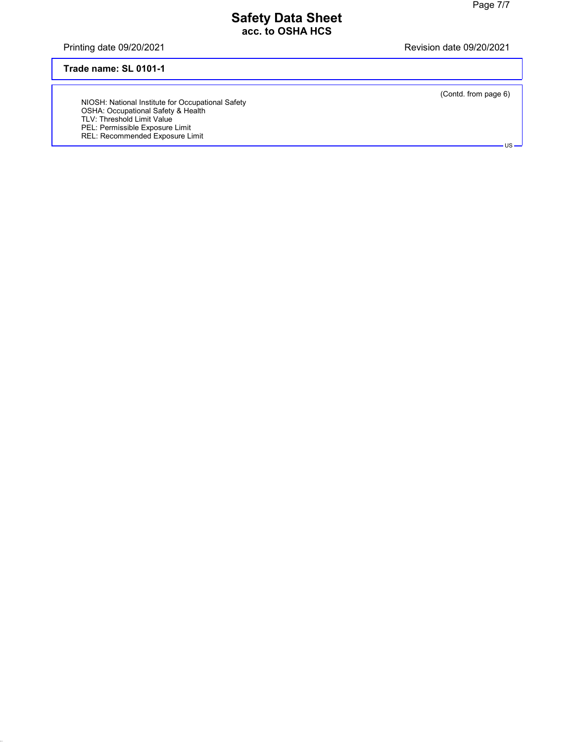NIOSH: National Institute for Occupational Safety
OSHA: Occupational Safety & Health
TLV: Threshold Limit Value
PEL: Permissible Exposure Limit
REL: Recommended Exposure Limit